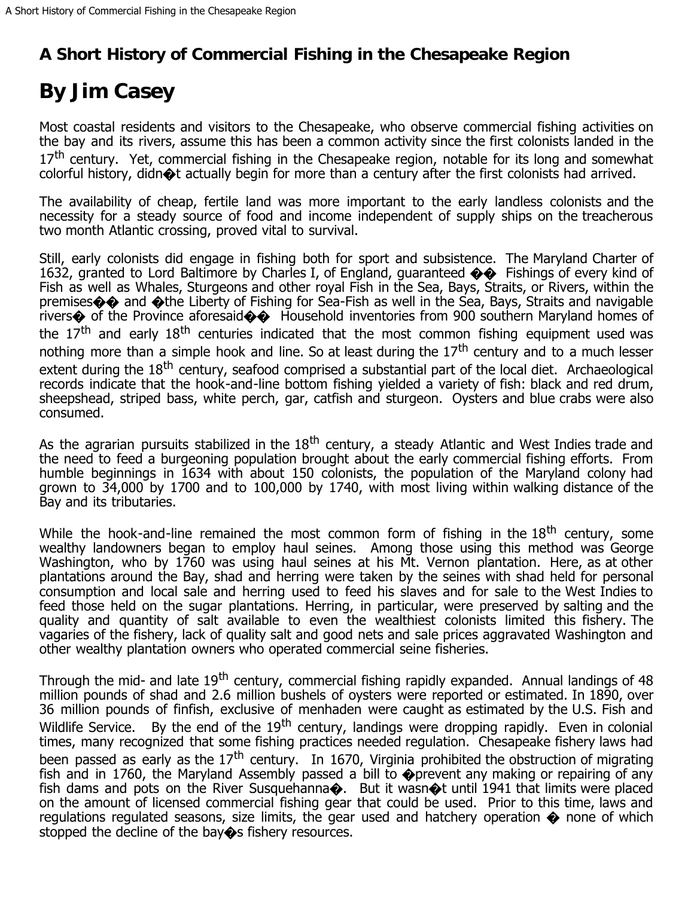# A Short History of Commercial Fishing in the Chesapeake Region

# By Jim Casey

Most coastal residents and visitors to the Chesapeake, who observe commercial fishing activities on the bay and its rivers, assume this has been a common activity since the first colonists landed in the 17th century. Yet, commercial fishing in the Chesapeake region, notable for its long and somewhat colorful history, didn�t actually begin for more than a century after the first colonists had arrived.

The availability of cheap, fertile land was more important to the early landless colonists and the necessity for a steady source of food and income independent of supply ships on the treacherous two month Atlantic crossing, proved vital to survival.

Still, early colonists did engage in fishing both for sport and subsistence. The Maryland Charter of 1632, granted to Lord Baltimore by Charles I, of England, guaranteed �� Fishings of every kind of Fish as well as Whales, Sturgeons and other royal Fish in the Sea, Bays, Straits, or Rivers, within the premises�� and �the Liberty of Fishing for Sea-Fish as well in the Sea, Bays, Straits and navigable rivers� of the Province aforesaid�� Household inventories from 900 southern Maryland homes of the 17th and early 18th centuries indicated that the most common fishing equipment used was nothing more than a simple hook and line. So at least during the 17th century and to a much lesser extent during the 18th century, seafood comprised a substantial part of the local diet. Archaeological records indicate that the hook-and-line bottom fishing yielded a variety of fish: black and red drum, sheepshead, striped bass, white perch, gar, catfish and sturgeon. Oysters and blue crabs were also consumed.

As the agrarian pursuits stabilized in the 18th century, a steady Atlantic and West Indies trade and the need to feed a burgeoning population brought about the early commercial fishing efforts. From humble beginnings in 1634 with about 150 colonists, the population of the Maryland colony had grown to 34,000 by 1700 and to 100,000 by 1740, with most living within walking distance of the Bay and its tributaries.

While the hook-and-line remained the most common form of fishing in the 18th century, some wealthy landowners began to employ haul seines. Among those using this method was George Washington, who by 1760 was using haul seines at his Mt. Vernon plantation. Here, as at other plantations around the Bay, shad and herring were taken by the seines with shad held for personal consumption and local sale and herring used to feed his slaves and for sale to the West Indies to feed those held on the sugar plantations. Herring, in particular, were preserved by salting and the quality and quantity of salt available to even the wealthiest colonists limited this fishery. The vagaries of the fishery, lack of quality salt and good nets and sale prices aggravated Washington and other wealthy plantation owners who operated commercial seine fisheries.

Through the mid- and late 19th century, commercial fishing rapidly expanded. Annual landings of 48 million pounds of shad and 2.6 million bushels of oysters were reported or estimated. In 1890, over 36 million pounds of finfish, exclusive of menhaden were caught as estimated by the U.S. Fish and Wildlife Service. By the end of the 19th century, landings were dropping rapidly. Even in colonial times, many recognized that some fishing practices needed regulation. Chesapeake fishery laws had been passed as early as the 17th century. In 1670, Virginia prohibited the obstruction of migrating fish and in 1760, the Maryland Assembly passed a bill to �prevent any making or repairing of any fish dams and pots on the River Susquehanna�. But it wasn�t until 1941 that limits were placed on the amount of licensed commercial fishing gear that could be used. Prior to this time, laws and regulations regulated seasons, size limits, the gear used and hatchery operation � none of which stopped the decline of the bay�s fishery resources.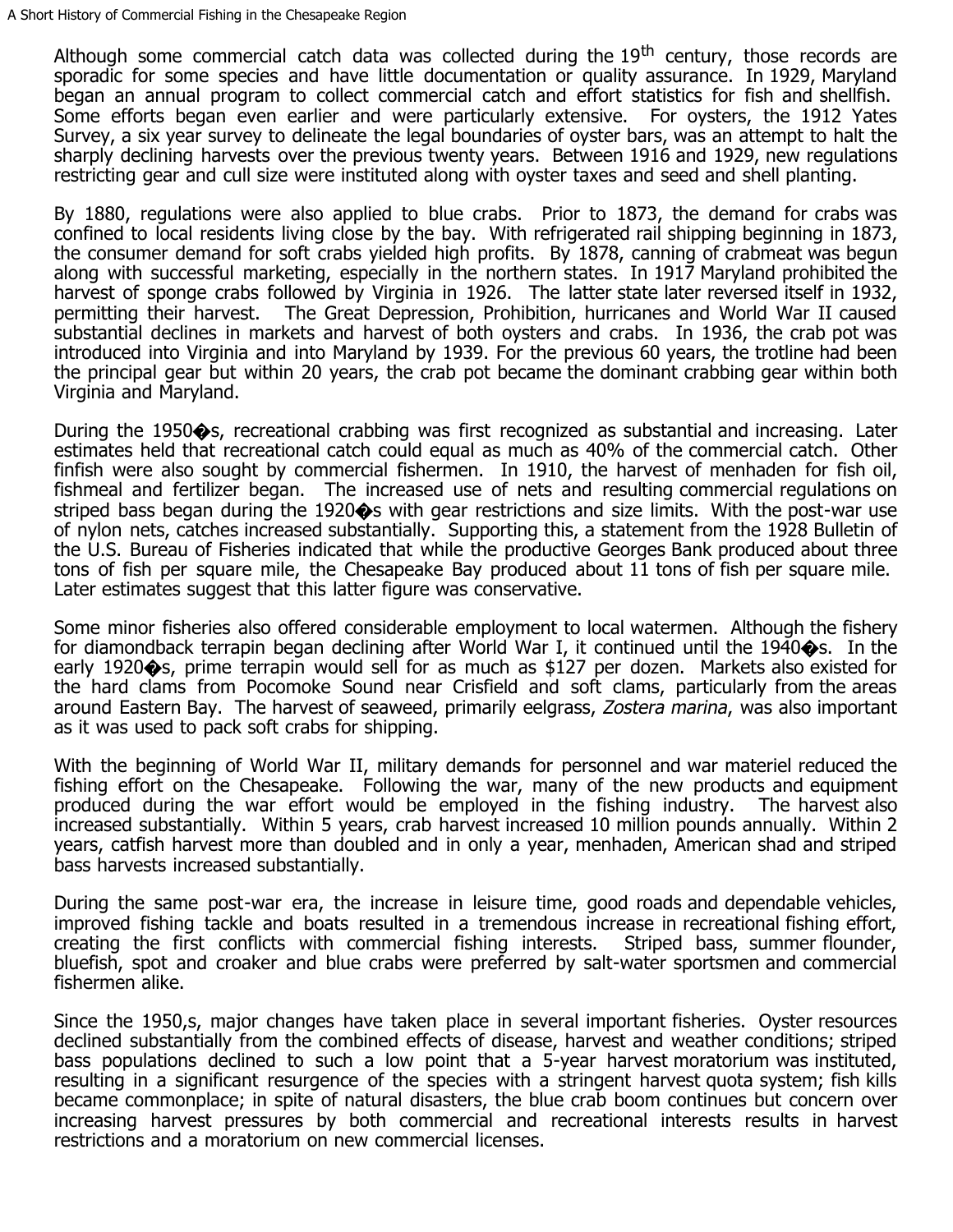Although some commercial catch data was collected during the 19th century, those records are sporadic for some species and have little documentation or quality assurance. In 1929, Maryland began an annual program to collect commercial catch and effort statistics for fish and shellfish. Some efforts began even earlier and were particularly extensive. For oysters, the 1912 Yates Survey, a six year survey to delineate the legal boundaries of oyster bars, was an attempt to halt the sharply declining harvests over the previous twenty years. Between 1916 and 1929, new regulations restricting gear and cull size were instituted along with oyster taxes and seed and shell planting.

By 1880, regulations were also applied to blue crabs. Prior to 1873, the demand for crabs was confined to local residents living close by the bay. With refrigerated rail shipping beginning in 1873, the consumer demand for soft crabs yielded high profits. By 1878, canning of crabmeat was begun along with successful marketing, especially in the northern states. In 1917 Maryland prohibited the harvest of sponge crabs followed by Virginia in 1926. The latter state later reversed itself in 1932, permitting their harvest. The Great Depression, Prohibition, hurricanes and World War II caused substantial declines in markets and harvest of both oysters and crabs. In 1936, the crab pot was introduced into Virginia and into Maryland by 1939. For the previous 60 years, the trotline had been the principal gear but within 20 years, the crab pot became the dominant crabbing gear within both Virginia and Maryland.

During the 1950�s, recreational crabbing was first recognized as substantial and increasing. Later estimates held that recreational catch could equal as much as 40% of the commercial catch. Other finfish were also sought by commercial fishermen. In 1910, the harvest of menhaden for fish oil, fishmeal and fertilizer began. The increased use of nets and resulting commercial regulations on striped bass began during the 1920�s with gear restrictions and size limits. With the post-war use of nylon nets, catches increased substantially. Supporting this, a statement from the 1928 Bulletin of the U.S. Bureau of Fisheries indicated that while the productive Georges Bank produced about three tons of fish per square mile, the Chesapeake Bay produced about 11 tons of fish per square mile. Later estimates suggest that this latter figure was conservative.

Some minor fisheries also offered considerable employment to local watermen. Although the fishery for diamondback terrapin began declining after World War I, it continued until the 1940�s. In the early 1920�s, prime terrapin would sell for as much as $127 per dozen. Markets also existed for the hard clams from Pocomoke Sound near Crisfield and soft clams, particularly from the areas around Eastern Bay. The harvest of seaweed, primarily eelgrass, *Zostera marina*, was also important as it was used to pack soft crabs for shipping.

With the beginning of World War II, military demands for personnel and war materiel reduced the fishing effort on the Chesapeake. Following the war, many of the new products and equipment produced during the war effort would be employed in the fishing industry. The harvest also increased substantially. Within 5 years, crab harvest increased 10 million pounds annually. Within 2 years, catfish harvest more than doubled and in only a year, menhaden, American shad and striped bass harvests increased substantially.

During the same post-war era, the increase in leisure time, good roads and dependable vehicles, improved fishing tackle and boats resulted in a tremendous increase in recreational fishing effort, creating the first conflicts with commercial fishing interests. Striped bass, summer flounder, bluefish, spot and croaker and blue crabs were preferred by salt-water sportsmen and commercial fishermen alike.

Since the 1950,s, major changes have taken place in several important fisheries. Oyster resources declined substantially from the combined effects of disease, harvest and weather conditions; striped bass populations declined to such a low point that a 5-year harvest moratorium was instituted, resulting in a significant resurgence of the species with a stringent harvest quota system; fish kills became commonplace; in spite of natural disasters, the blue crab boom continues but concern over increasing harvest pressures by both commercial and recreational interests results in harvest restrictions and a moratorium on new commercial licenses.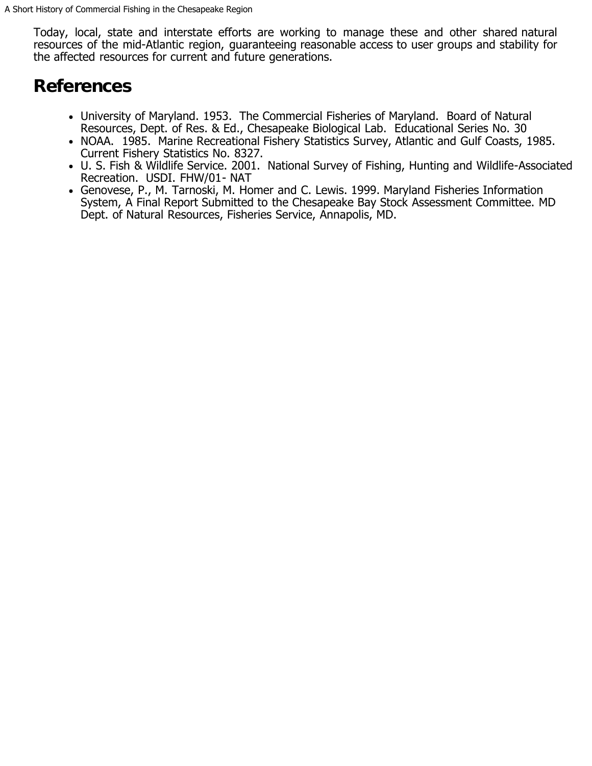Today, local, state and interstate efforts are working to manage these and other shared natural resources of the mid-Atlantic region, guaranteeing reasonable access to user groups and stability for the affected resources for current and future generations.

## References

- University of Maryland. 1953. The Commercial Fisheries of Maryland. Board of Natural Resources, Dept. of Res. & Ed., Chesapeake Biological Lab. Educational Series No. 30
- NOAA. 1985. Marine Recreational Fishery Statistics Survey, Atlantic and Gulf Coasts, 1985. Current Fishery Statistics No. 8327.
- U. S. Fish & Wildlife Service. 2001. National Survey of Fishing, Hunting and Wildlife-Associated Recreation. USDI. FHW/01- NAT
- Genovese, P., M. Tarnoski, M. Homer and C. Lewis. 1999. Maryland Fisheries Information System, A Final Report Submitted to the Chesapeake Bay Stock Assessment Committee. MD Dept. of Natural Resources, Fisheries Service, Annapolis, MD.